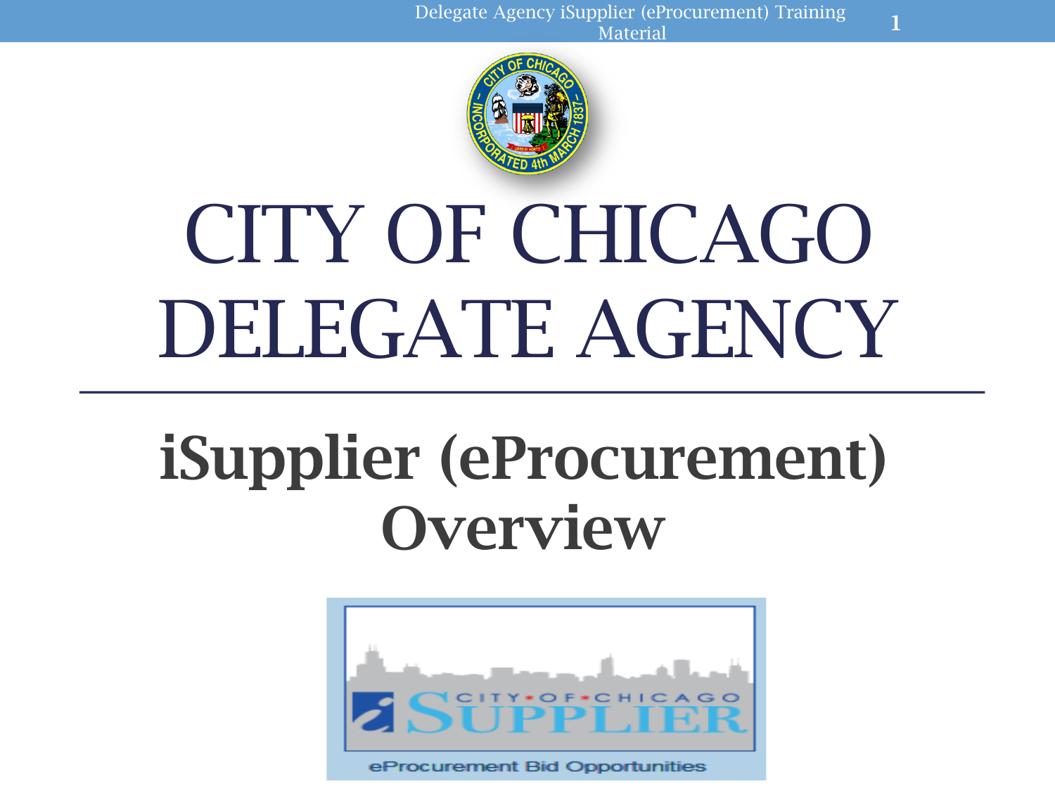# CITY OF CHICAGO DELEGATE AGENCY

## iSupplier (eProcurement) Overview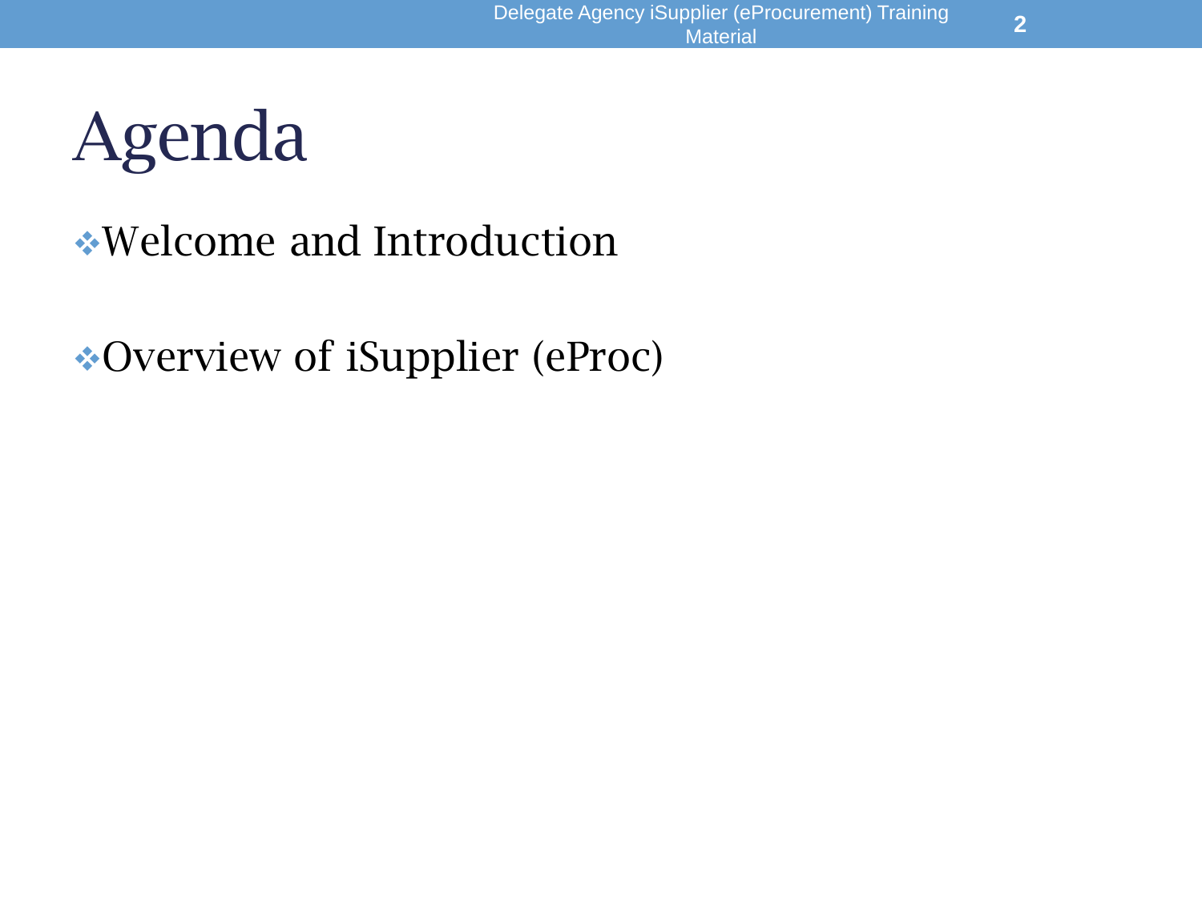# Agenda

- Welcome and Introduction
- Overview of iSupplier (eProc)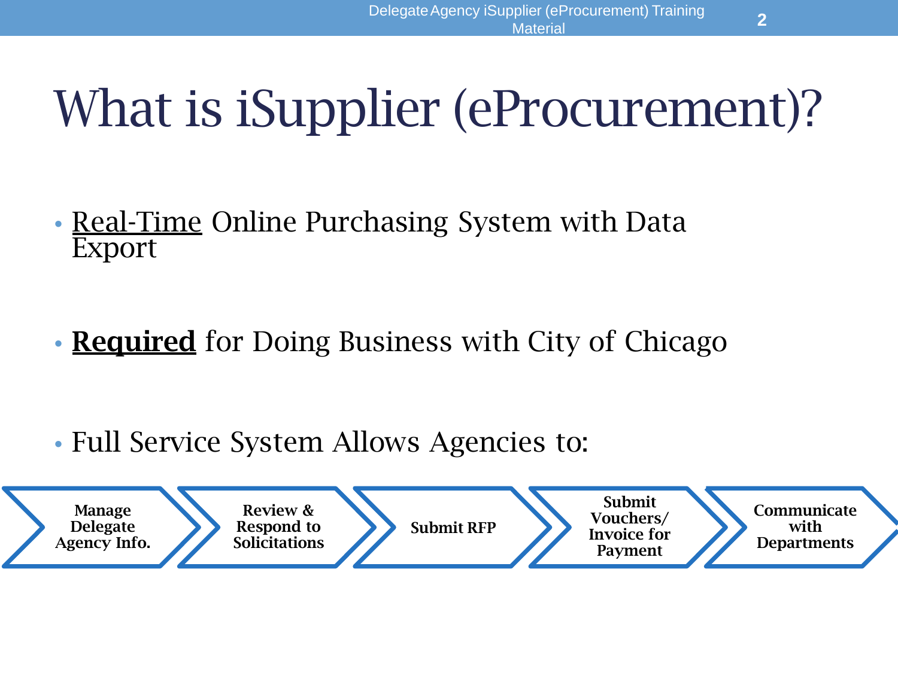# What is iSupplier (eProcurement)?

- Real-Time Online Purchasing System with Data Export
- **Required** for Doing Business with City of Chicago
- Full Service System Allows Agencies to:

**Manage Delegate Agency Info.** → **Review & Respond to Solicitations** → **Submit RFP** → **Submit Vouchers/ Invoice for Payment** → **Communicate with Departments**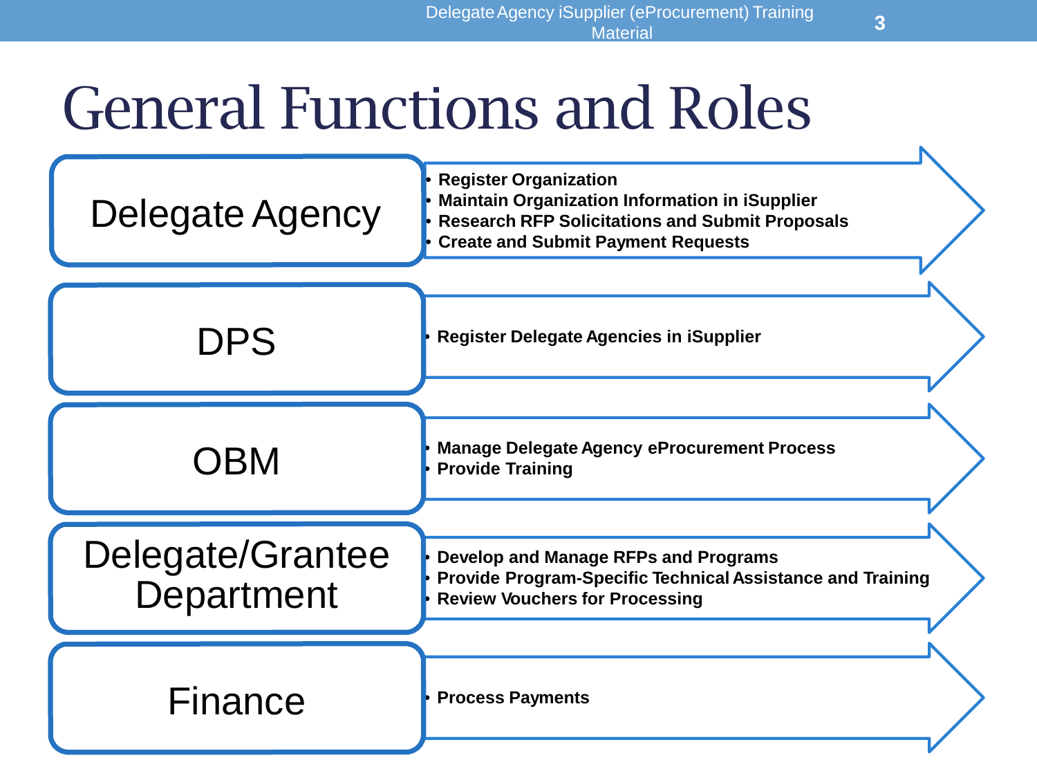# General Functions and Roles

## Delegate Agency

- Register Organization
- Maintain Organization Information in iSupplier
- Research RFP Solicitations and Submit Proposals
- Create and Submit Payment Requests

## DPS

- Register Delegate Agencies in iSupplier

## OBM

- Manage Delegate Agency eProcurement Process
- Provide Training

## Delegate/Grantee Department

- Develop and Manage RFPs and Programs
- Provide Program-Specific Technical Assistance and Training
- Review Vouchers for Processing

## Finance

- Process Payments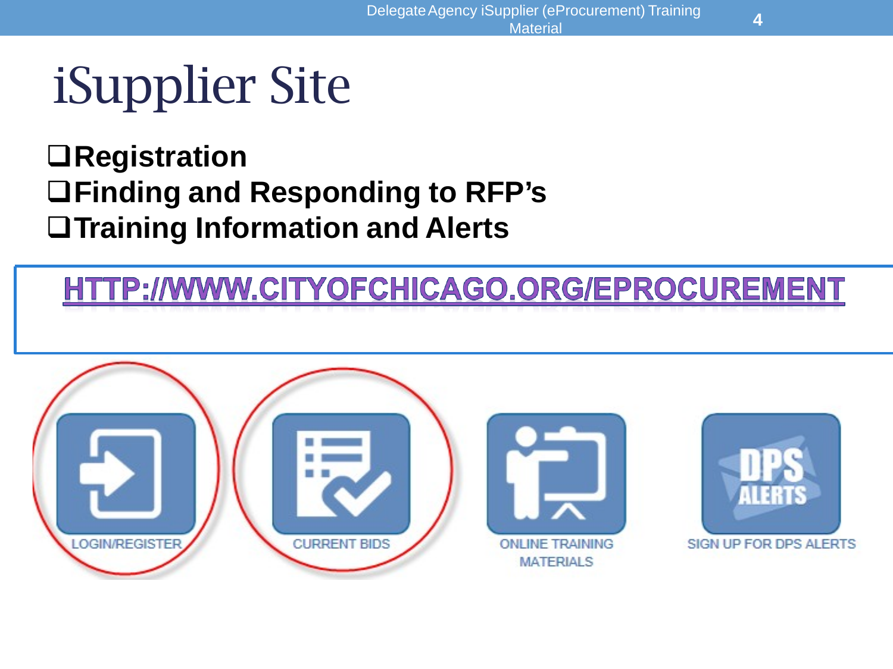# iSupplier Site

- Registration
- Finding and Responding to RFP's
- Training Information and Alerts

HTTP://WWW.CITYOFCHICAGO.ORG/EPROCUREMENT

LOGIN/REGISTER

CURRENT BIDS

ONLINE TRAINING MATERIALS

SIGN UP FOR DPS ALERTS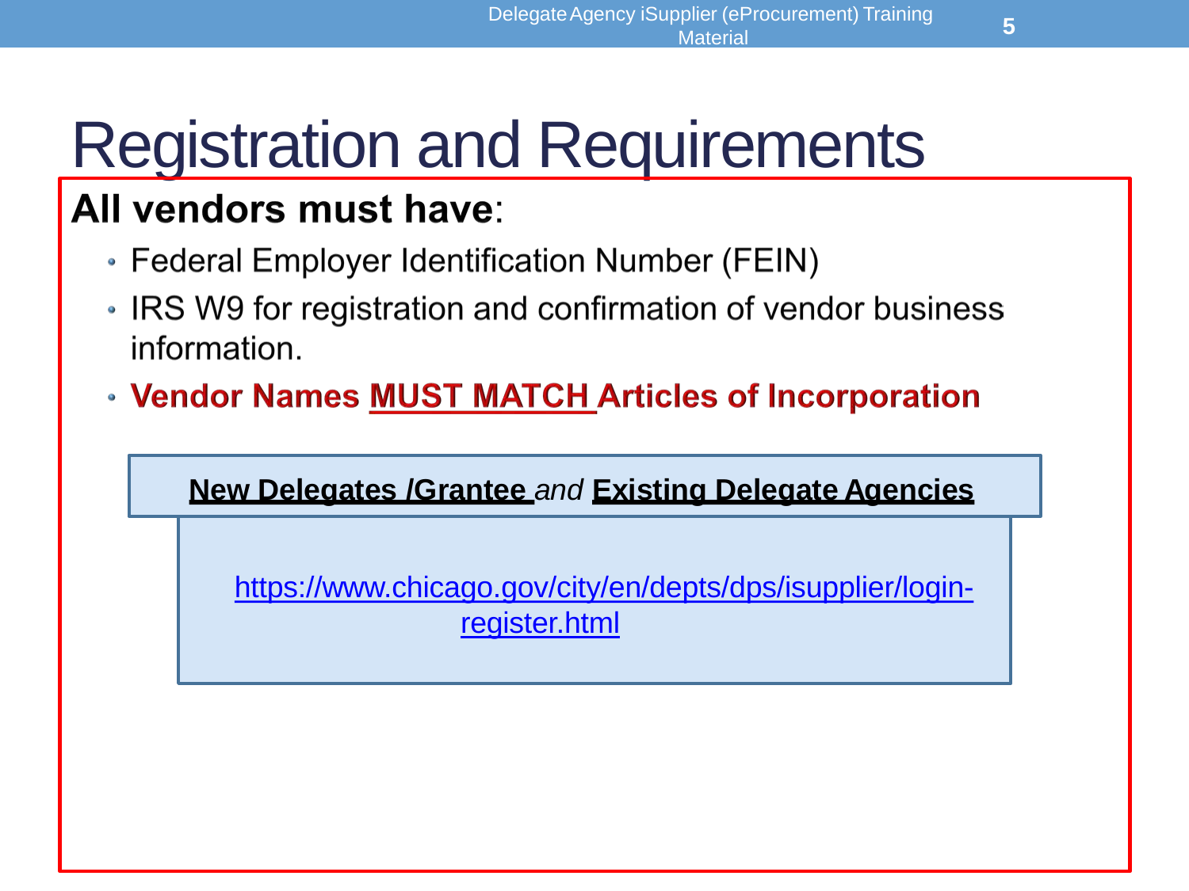# Registration and Requirements

**All vendors must have**:

- Federal Employer Identification Number (FEIN)
- IRS W9 for registration and confirmation of vendor business information.
- **Vendor Names MUST MATCH Articles of Incorporation**

**New Delegates /Grantee** *and* **Existing Delegate Agencies**

https://www.chicago.gov/city/en/depts/dps/isupplier/login-register.html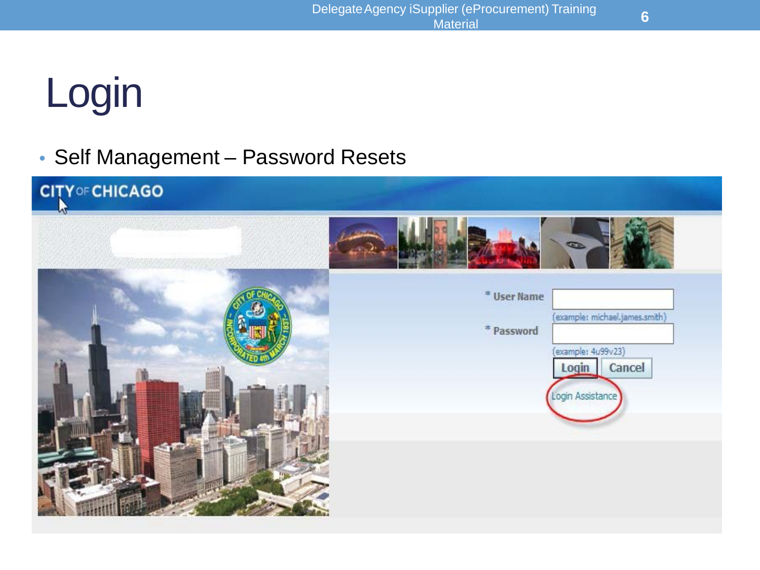# Login

- Self Management – Password Resets

CITY OF CHICAGO

\* User Name
(example: michael.james.smith)

\* Password
(example: 4u99v23)

Login | Cancel

Login Assistance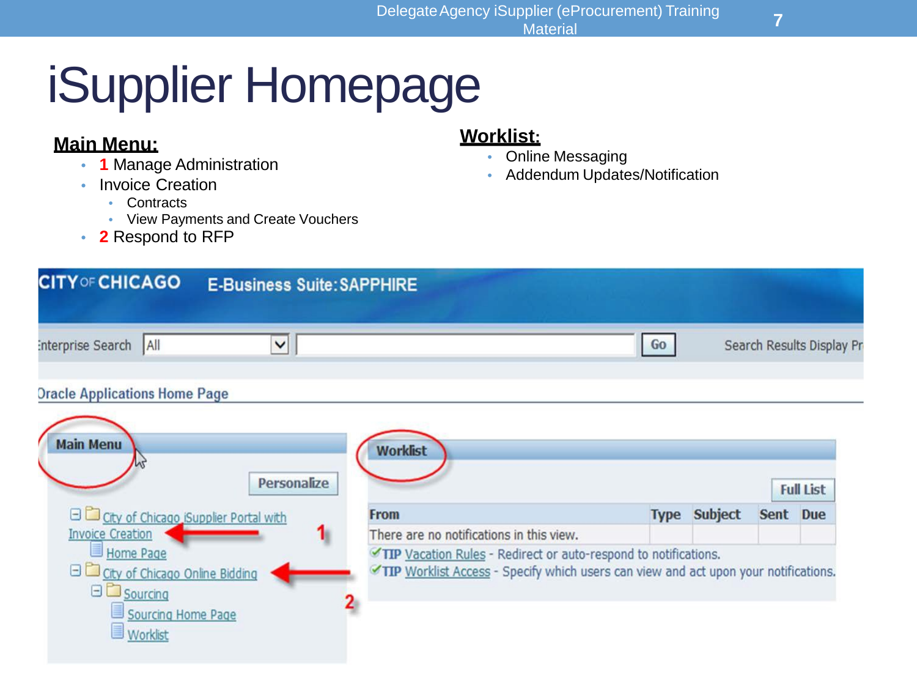# iSupplier Homepage

**Main Menu:**

- **1** Manage Administration
- Invoice Creation
  - Contracts
  - View Payments and Create Vouchers
- **2** Respond to RFP

**Worklist:**

- Online Messaging
- Addendum Updates/Notification

CITY OF CHICAGO E-Business Suite: SAPPHIRE

Enterprise Search | All | Go | Search Results Display Pr

Oracle Applications Home Page

**Main Menu**

Personalize

- City of Chicago iSupplier Portal with Invoice Creation **1**
  - Home Page
- City of Chicago Online Bidding **2**
  - Sourcing
    - Sourcing Home Page
    - Worklist

**Worklist**

Full List

| From | Type | Subject | Sent | Due |
|---|---|---|---|---|
| There are no notifications in this view. | | | | |

TIP Vacation Rules - Redirect or auto-respond to notifications.

TIP Worklist Access - Specify which users can view and act upon your notifications.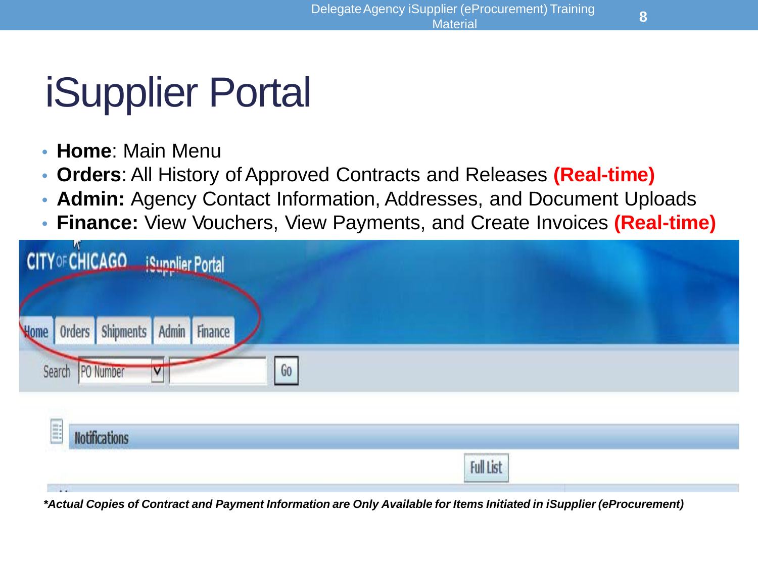# iSupplier Portal

- **Home**: Main Menu
- **Orders**: All History of Approved Contracts and Releases **(Real-time)**
- **Admin:** Agency Contact Information, Addresses, and Document Uploads
- **Finance:** View Vouchers, View Payments, and Create Invoices **(Real-time)**

***Actual Copies of Contract and Payment Information are Only Available for Items Initiated in iSupplier (eProcurement)***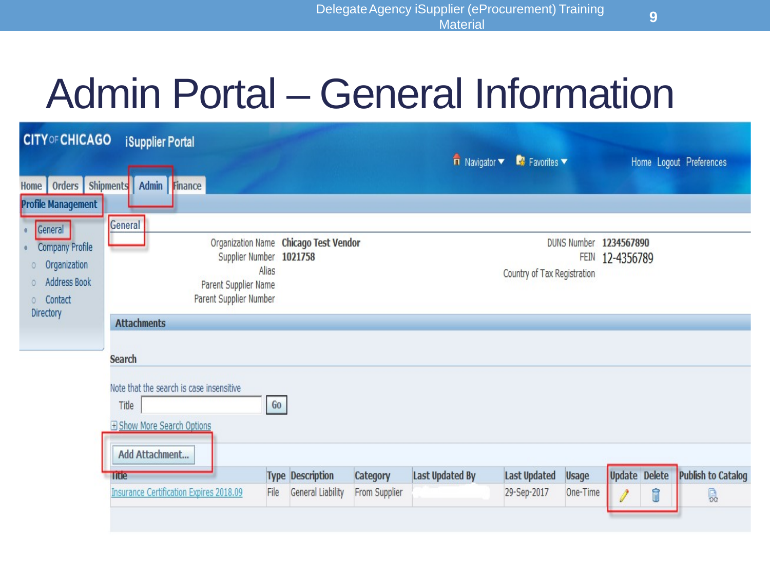# Admin Portal – General Information

CITY OF CHICAGO iSupplier Portal

Navigator ▼ Favorites ▼ Home Logout Preferences

Home | Orders | Shipments | Admin | Finance

**Profile Management**

- General
- Company Profile
  - Organization
  - Address Book
  - Contact Directory

## General

| | | | |
|---|---|---|---|
| Organization Name | **Chicago Test Vendor** | DUNS Number | **1234567890** |
| Supplier Number | **1021758** | FEIN | 12-4356789 |
| Alias | | Country of Tax Registration | |
| Parent Supplier Name | | | |
| Parent Supplier Number | | | |

### Attachments

**Search**

Note that the search is case insensitive

Title [ ] Go

+ Show More Search Options

Add Attachment...

| Title | Type | Description | Category | Last Updated By | Last Updated | Usage | Update | Delete | Publish to Catalog |
|---|---|---|---|---|---|---|---|---|---|
| Insurance Certification Expires 2018.09 | File | General Liability | From Supplier | | 29-Sep-2017 | One-Time | | | |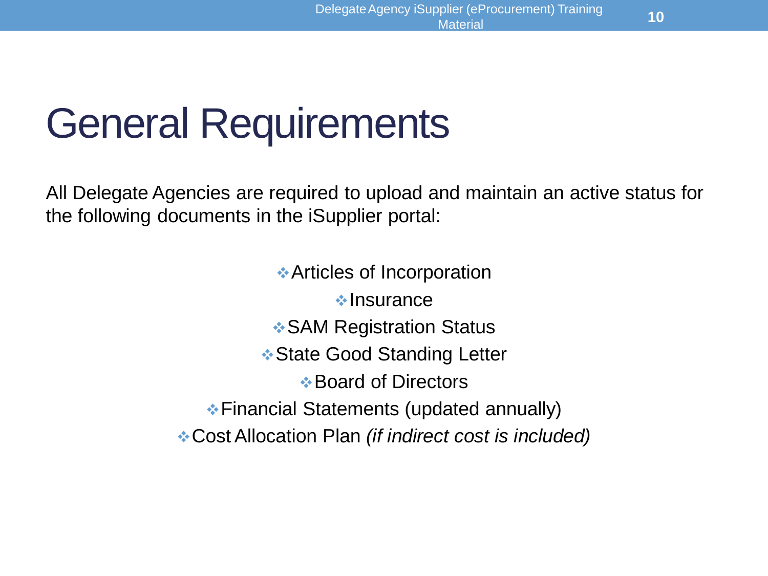# General Requirements

All Delegate Agencies are required to upload and maintain an active status for the following documents in the iSupplier portal:

- Articles of Incorporation
- Insurance
- SAM Registration Status
- State Good Standing Letter
- Board of Directors
- Financial Statements (updated annually)
- Cost Allocation Plan *(if indirect cost is included)*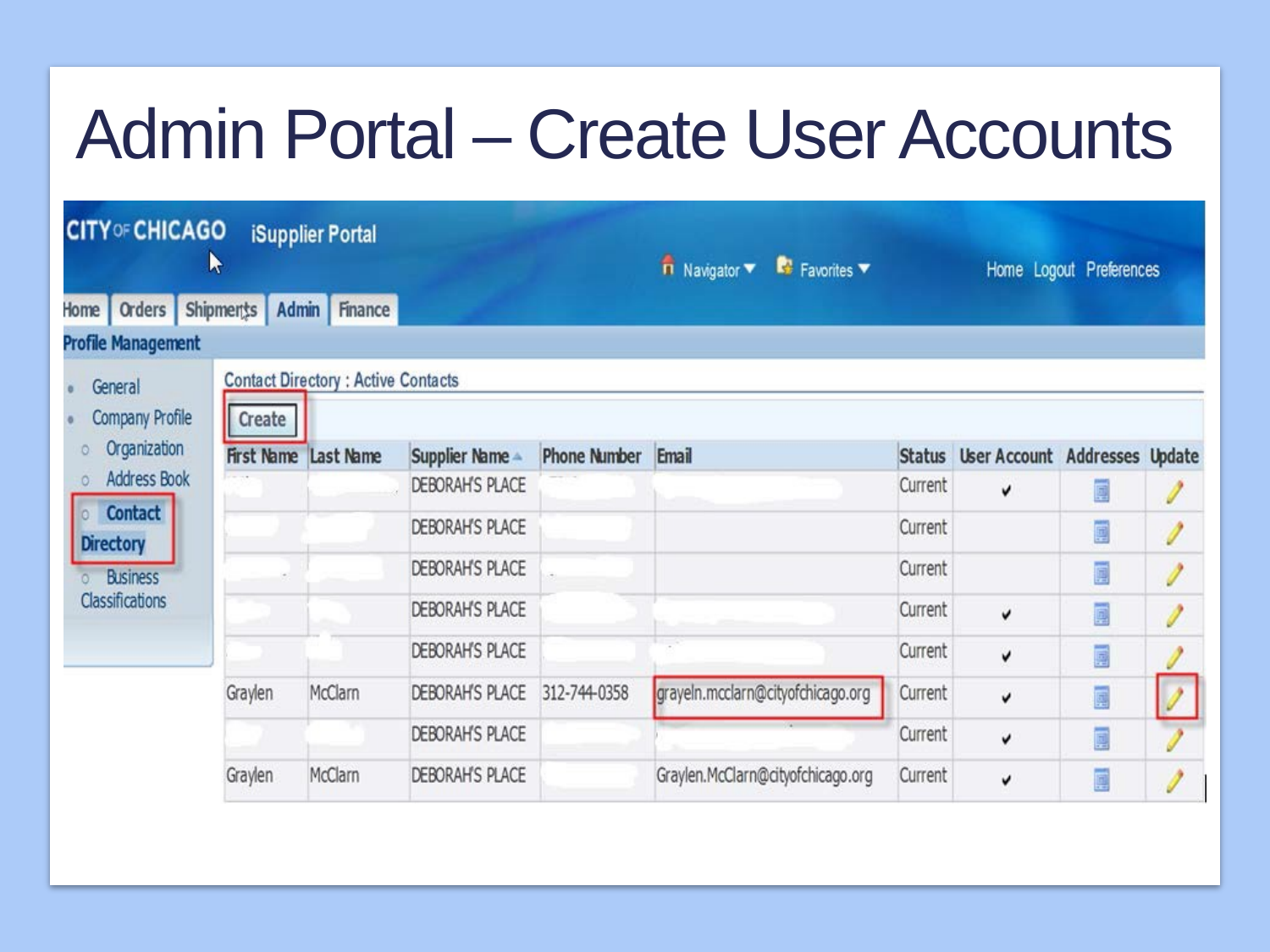# Admin Portal – Create User Accounts

CITY OF CHICAGO iSupplier Portal

Navigator Favorites Home Logout Preferences

Home | Orders | Shipments | Admin | Finance

**Profile Management**

- General
- Company Profile
  - Organization
  - Address Book
  - Contact Directory
  - Business Classifications

Contact Directory : Active Contacts

Create

| First Name | Last Name | Supplier Name | Phone Number | Email | Status | User Account | Addresses | Update |
|---|---|---|---|---|---|---|---|---|
| | | DEBORAH'S PLACE | | | Current | ✔ | | |
| | | DEBORAH'S PLACE | | | Current | | | |
| | | DEBORAH'S PLACE | | | Current | | | |
| | | DEBORAH'S PLACE | | | Current | ✔ | | |
| | | DEBORAH'S PLACE | | | Current | ✔ | | |
| Graylen | McClarn | DEBORAH'S PLACE | 312-744-0358 | grayeln.mcclarn@cityofchicago.org | Current | ✔ | | |
| | | DEBORAH'S PLACE | | | Current | ✔ | | |
| Graylen | McClarn | DEBORAH'S PLACE | | Graylen.McClarn@cityofchicago.org | Current | ✔ | | |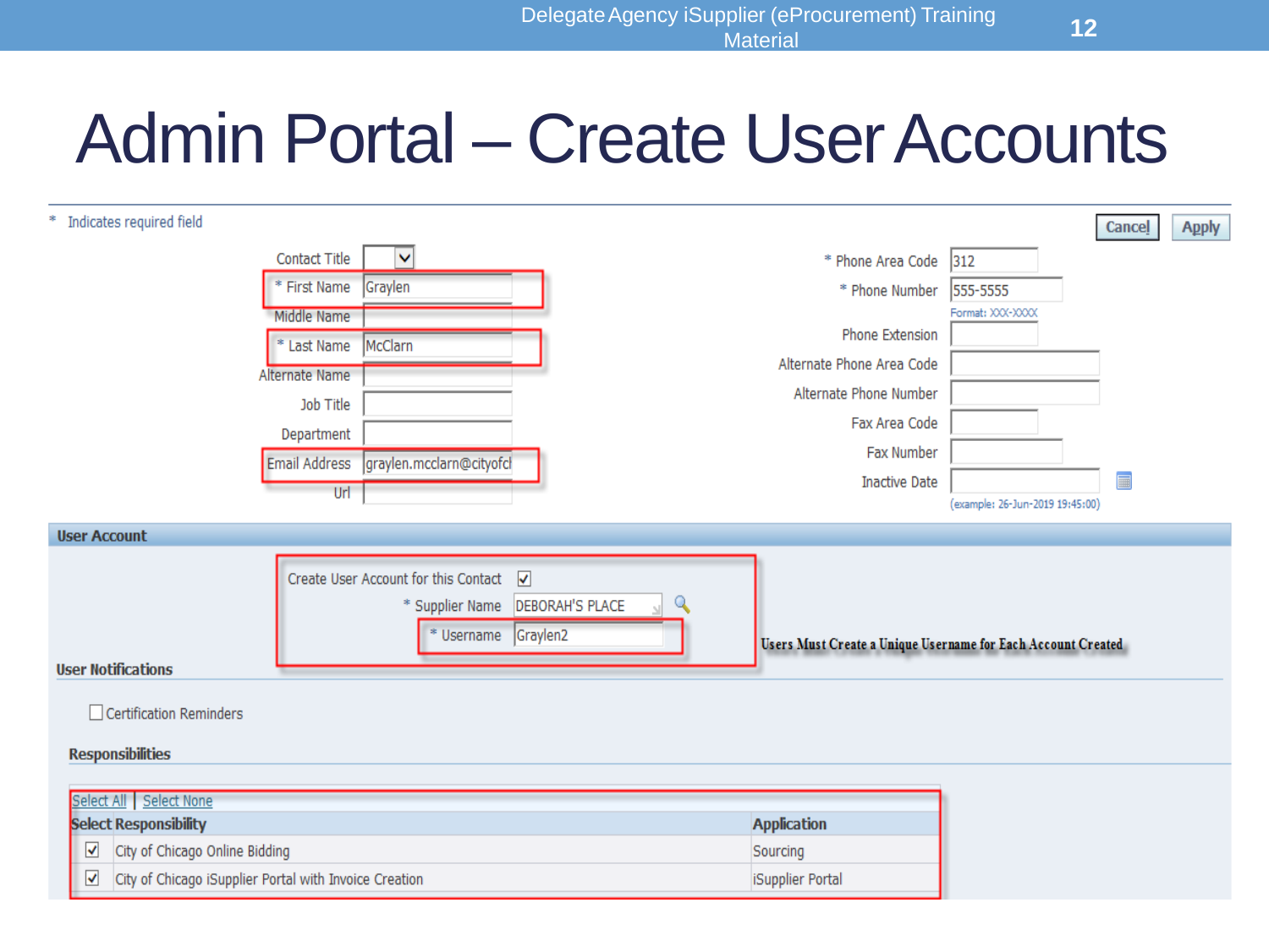# Admin Portal – Create User Accounts

\* Indicates required field

Cancel | Apply

| Field | Value |
|---|---|
| Contact Title | |
| * First Name | Graylen |
| Middle Name | |
| * Last Name | McClarn |
| Alternate Name | |
| Job Title | |
| Department | |
| Email Address | graylen.mcclarn@cityofcl |
| Url | |

| Field | Value |
|---|---|
| * Phone Area Code | 312 |
| * Phone Number | 555-5555 (Format: XXX-XXXX) |
| Phone Extension | |
| Alternate Phone Area Code | |
| Alternate Phone Number | |
| Fax Area Code | |
| Fax Number | |
| Inactive Date | (example: 26-Jun-2019 19:45:00) |

## User Account

- Create User Account for this Contact ☑
- * Supplier Name: DEBORAH'S PLACE
- * Username: Graylen2

**Users Must Create a Unique Username for Each Account Created**

### User Notifications

☐ Certification Reminders

### Responsibilities

Select All | Select None

| Select | Responsibility | Application |
|---|---|---|
| ☑ | City of Chicago Online Bidding | Sourcing |
| ☑ | City of Chicago iSupplier Portal with Invoice Creation | iSupplier Portal |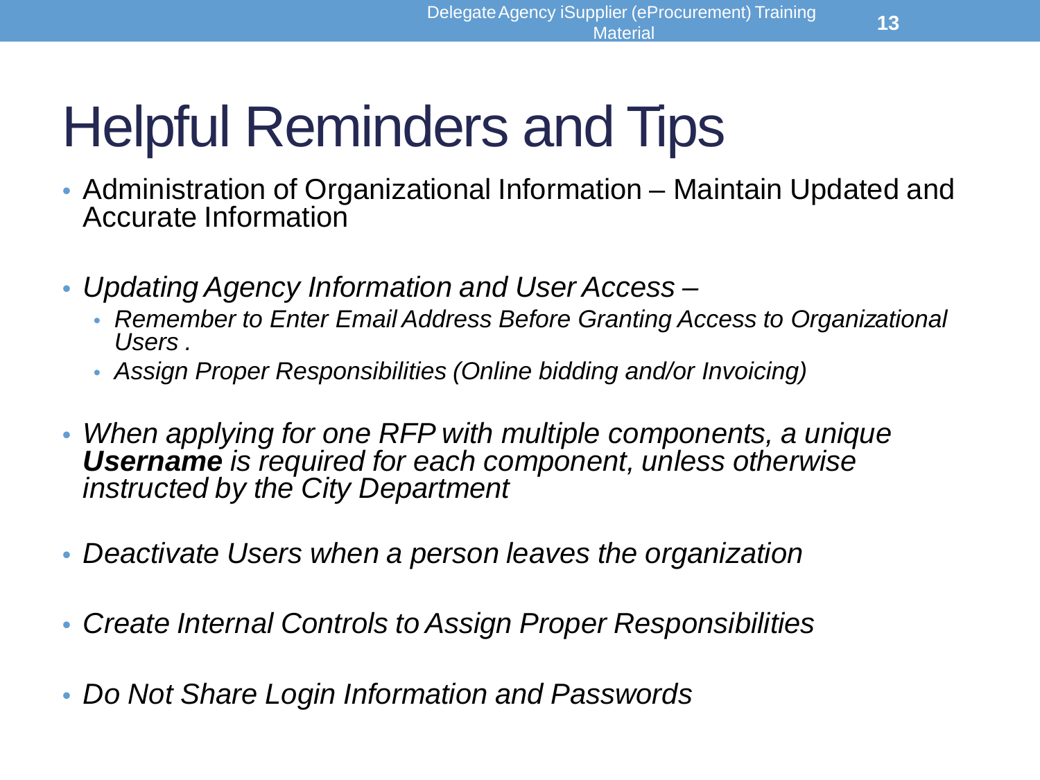# Helpful Reminders and Tips

- Administration of Organizational Information – Maintain Updated and Accurate Information

- *Updating Agency Information and User Access –*
  - *Remember to Enter Email Address Before Granting Access to Organizational Users .*
  - *Assign Proper Responsibilities (Online bidding and/or Invoicing)*

- *When applying for one RFP with multiple components, a unique **Username** is required for each component, unless otherwise instructed by the City Department*

- *Deactivate Users when a person leaves the organization*

- *Create Internal Controls to Assign Proper Responsibilities*

- *Do Not Share Login Information and Passwords*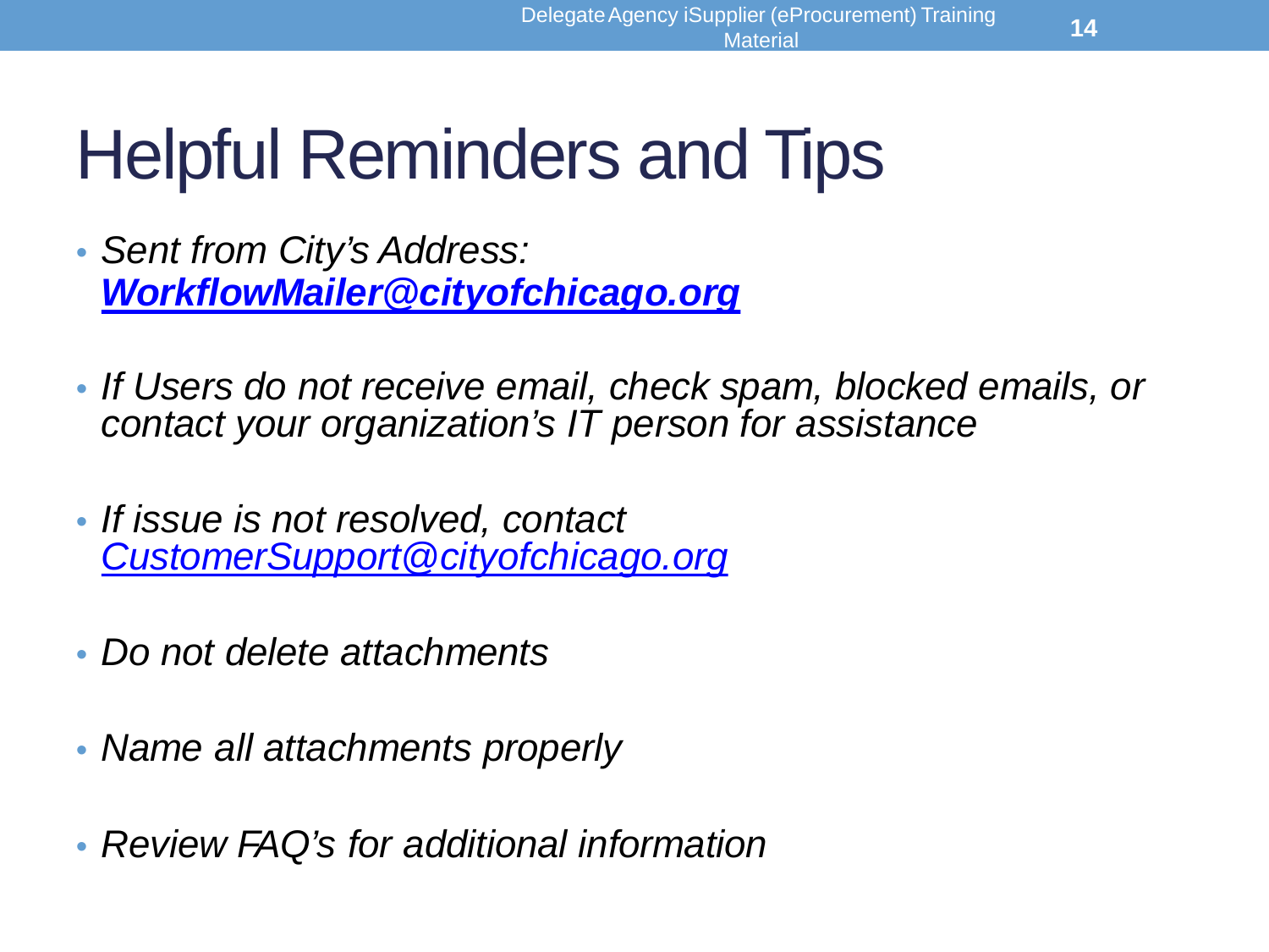# Helpful Reminders and Tips

- *Sent from City's Address: **WorkflowMailer@cityofchicago.org***
- *If Users do not receive email, check spam, blocked emails, or contact your organization's IT person for assistance*
- *If issue is not resolved, contact CustomerSupport@cityofchicago.org*
- *Do not delete attachments*
- *Name all attachments properly*
- *Review FAQ's for additional information*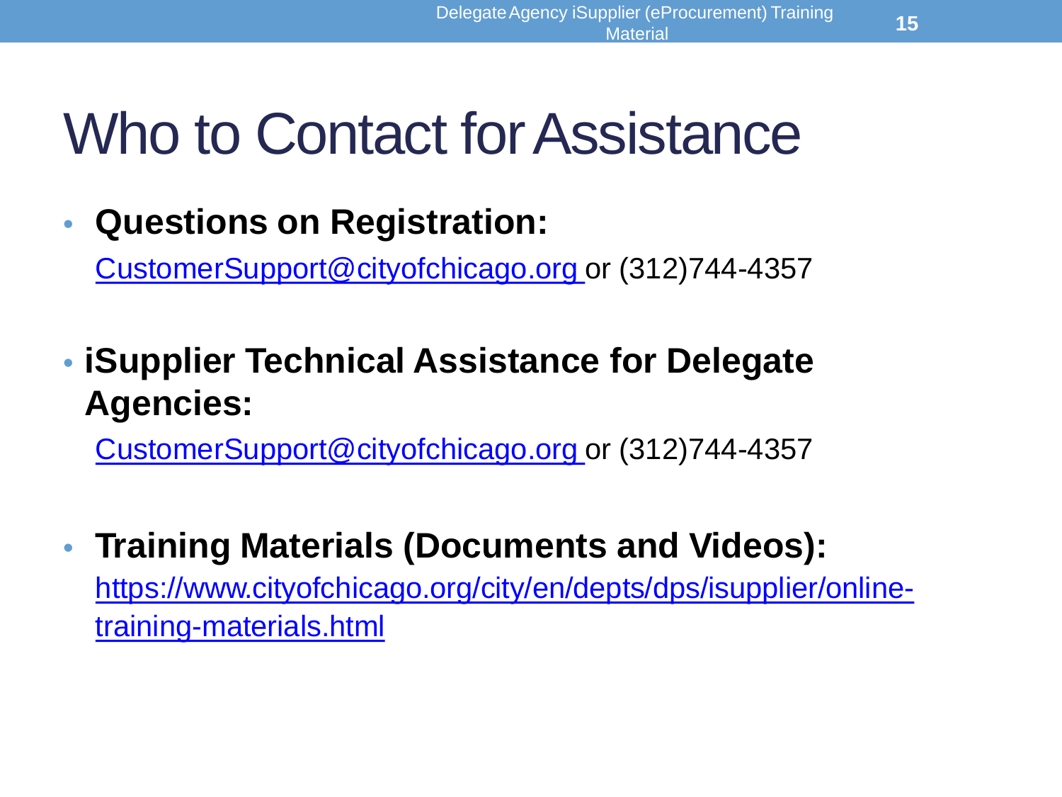# Who to Contact for Assistance

- **Questions on Registration:**
  CustomerSupport@cityofchicago.org or (312)744-4357

- **iSupplier Technical Assistance for Delegate Agencies:**
  CustomerSupport@cityofchicago.org or (312)744-4357

- **Training Materials (Documents and Videos):**
  https://www.cityofchicago.org/city/en/depts/dps/isupplier/online-training-materials.html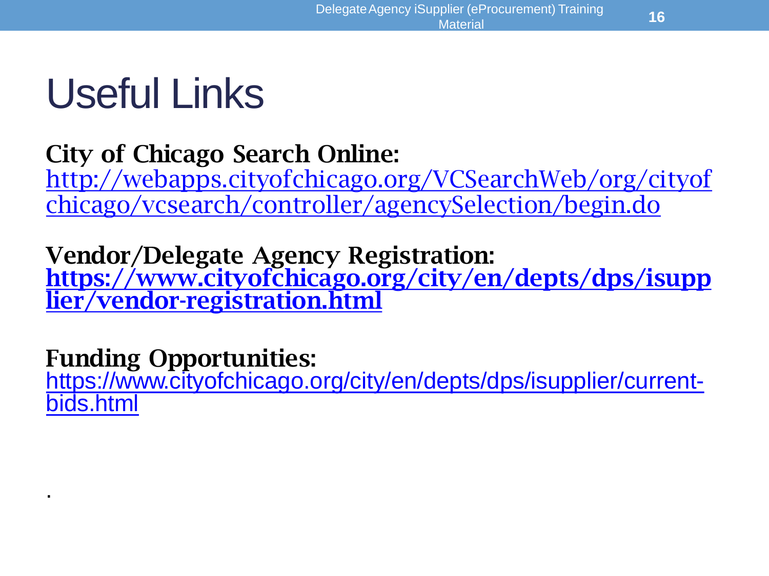# Useful Links

**City of Chicago Search Online:**
http://webapps.cityofchicago.org/VCSearchWeb/org/cityofchicago/vcsearch/controller/agencySelection/begin.do

**Vendor/Delegate Agency Registration:**
**https://www.cityofchicago.org/city/en/depts/dps/isupplier/vendor-registration.html**

**Funding Opportunities:**
https://www.cityofchicago.org/city/en/depts/dps/isupplier/current-bids.html

.